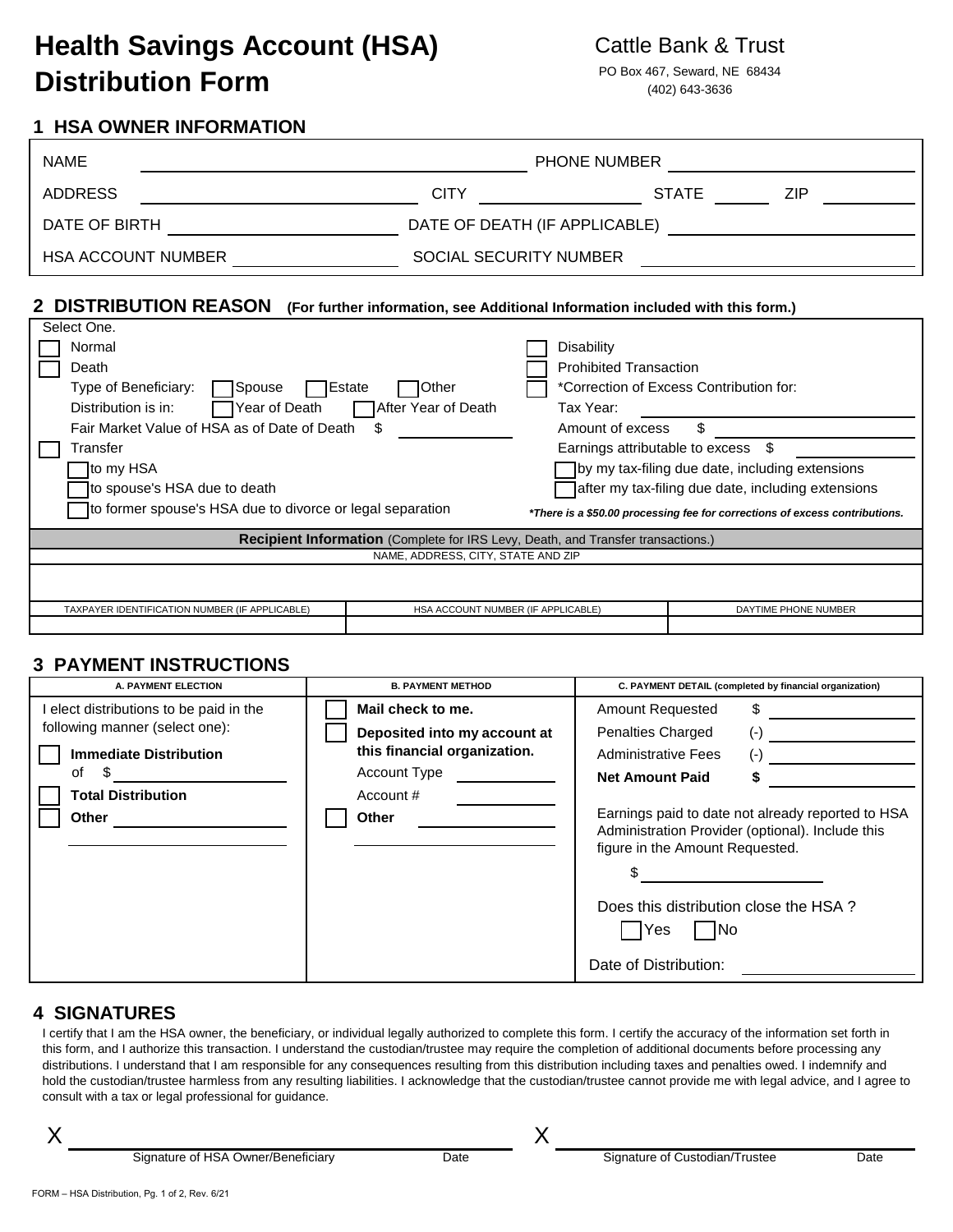# Health Savings Account (HSA) Distribution Form

**Cattle Bank & Trust**
PO Box 467, Seward, NE 68434
(402) 643-3636

## 1 HSA OWNER INFORMATION

NAME ______________________ PHONE NUMBER ______________________

ADDRESS ______________________ CITY ____________ STATE ______ ZIP ______

DATE OF BIRTH ______________________ DATE OF DEATH (IF APPLICABLE) ______________________

HSA ACCOUNT NUMBER ______________________ SOCIAL SECURITY NUMBER ______________________

## 2 DISTRIBUTION REASON (For further information, see Additional Information included with this form.)

Select One.

- ☐ Normal
- ☐ Death
  - Type of Beneficiary: ☐ Spouse ☐ Estate ☐ Other
  - Distribution is in: ☐ Year of Death ☐ After Year of Death
  - Fair Market Value of HSA as of Date of Death $ ____________
- ☐ Transfer
  - ☐ to my HSA
  - ☐ to spouse's HSA due to death
  - ☐ to former spouse's HSA due to divorce or legal separation
- ☐ Disability
- ☐ Prohibited Transaction
- ☐ *Correction of Excess Contribution for:
  - Tax Year: ____________
  - Amount of excess $ ____________
  - Earnings attributable to excess $ ____________
  - ☐ by my tax-filing due date, including extensions
  - ☐ after my tax-filing due date, including extensions

*There is a $50.00 processing fee for corrections of excess contributions.*

**Recipient Information** (Complete for IRS Levy, Death, and Transfer transactions.)

| NAME, ADDRESS, CITY, STATE AND ZIP | | |
|---|---|---|
| | | |
| TAXPAYER IDENTIFICATION NUMBER (IF APPLICABLE) | HSA ACCOUNT NUMBER (IF APPLICABLE) | DAYTIME PHONE NUMBER |
| | | |

## 3 PAYMENT INSTRUCTIONS

| A. PAYMENT ELECTION | B. PAYMENT METHOD | C. PAYMENT DETAIL (completed by financial organization) |
|---|---|---|
| I elect distributions to be paid in the following manner (select one):<br>☐ **Immediate Distribution** of $ ____________<br>☐ **Total Distribution**<br>☐ **Other** ____________ | ☐ **Mail check to me.**<br>☐ **Deposited into my account at this financial organization.**<br>Account Type ____________<br>Account # ____________<br>☐ **Other** ____________ | Amount Requested $ ____________<br>Penalties Charged (-) ____________<br>Administrative Fees (-) ____________<br>**Net Amount Paid $** ____________<br>Earnings paid to date not already reported to HSA Administration Provider (optional). Include this figure in the Amount Requested.<br>$ ____________<br>Does this distribution close the HSA ? ☐ Yes ☐ No<br>Date of Distribution: ____________ |

## 4 SIGNATURES

I certify that I am the HSA owner, the beneficiary, or individual legally authorized to complete this form. I certify the accuracy of the information set forth in this form, and I authorize this transaction. I understand the custodian/trustee may require the completion of additional documents before processing any distributions. I understand that I am responsible for any consequences resulting from this distribution including taxes and penalties owed. I indemnify and hold the custodian/trustee harmless from any resulting liabilities. I acknowledge that the custodian/trustee cannot provide me with legal advice, and I agree to consult with a tax or legal professional for guidance.

X ______________________________ ________
Signature of HSA Owner/Beneficiary Date

X ______________________________ ________
Signature of Custodian/Trustee Date

FORM – HSA Distribution, Pg. 1 of 2, Rev. 6/21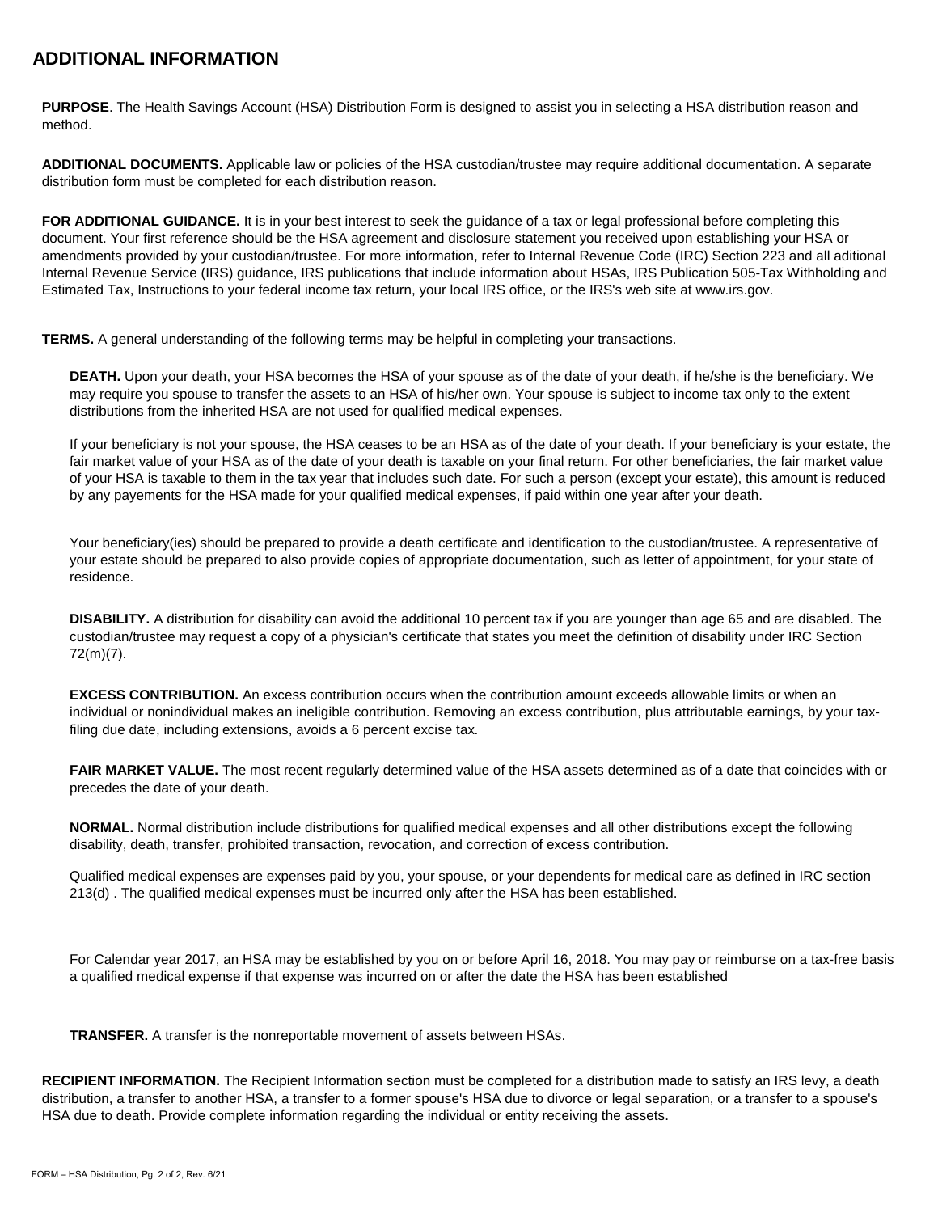## ADDITIONAL INFORMATION

**PURPOSE**. The Health Savings Account (HSA) Distribution Form is designed to assist you in selecting a HSA distribution reason and method.

**ADDITIONAL DOCUMENTS.** Applicable law or policies of the HSA custodian/trustee may require additional documentation. A separate distribution form must be completed for each distribution reason.

**FOR ADDITIONAL GUIDANCE.** It is in your best interest to seek the guidance of a tax or legal professional before completing this document. Your first reference should be the HSA agreement and disclosure statement you received upon establishing your HSA or amendments provided by your custodian/trustee. For more information, refer to Internal Revenue Code (IRC) Section 223 and all aditional Internal Revenue Service (IRS) guidance, IRS publications that include information about HSAs, IRS Publication 505-Tax Withholding and Estimated Tax, Instructions to your federal income tax return, your local IRS office, or the IRS's web site at www.irs.gov.

**TERMS.** A general understanding of the following terms may be helpful in completing your transactions.

**DEATH.** Upon your death, your HSA becomes the HSA of your spouse as of the date of your death, if he/she is the beneficiary. We may require you spouse to transfer the assets to an HSA of his/her own. Your spouse is subject to income tax only to the extent distributions from the inherited HSA are not used for qualified medical expenses.

If your beneficiary is not your spouse, the HSA ceases to be an HSA as of the date of your death. If your beneficiary is your estate, the fair market value of your HSA as of the date of your death is taxable on your final return. For other beneficiaries, the fair market value of your HSA is taxable to them in the tax year that includes such date. For such a person (except your estate), this amount is reduced by any payements for the HSA made for your qualified medical expenses, if paid within one year after your death.

Your beneficiary(ies) should be prepared to provide a death certificate and identification to the custodian/trustee. A representative of your estate should be prepared to also provide copies of appropriate documentation, such as letter of appointment, for your state of residence.

**DISABILITY.** A distribution for disability can avoid the additional 10 percent tax if you are younger than age 65 and are disabled. The custodian/trustee may request a copy of a physician's certificate that states you meet the definition of disability under IRC Section 72(m)(7).

**EXCESS CONTRIBUTION.** An excess contribution occurs when the contribution amount exceeds allowable limits or when an individual or nonindividual makes an ineligible contribution. Removing an excess contribution, plus attributable earnings, by your tax-filing due date, including extensions, avoids a 6 percent excise tax.

**FAIR MARKET VALUE.** The most recent regularly determined value of the HSA assets determined as of a date that coincides with or precedes the date of your death.

**NORMAL.** Normal distribution include distributions for qualified medical expenses and all other distributions except the following disability, death, transfer, prohibited transaction, revocation, and correction of excess contribution.

Qualified medical expenses are expenses paid by you, your spouse, or your dependents for medical care as defined in IRC section 213(d) . The qualified medical expenses must be incurred only after the HSA has been established.

For Calendar year 2017, an HSA may be established by you on or before April 16, 2018. You may pay or reimburse on a tax-free basis a qualified medical expense if that expense was incurred on or after the date the HSA has been established

**TRANSFER.** A transfer is the nonreportable movement of assets between HSAs.

**RECIPIENT INFORMATION.** The Recipient Information section must be completed for a distribution made to satisfy an IRS levy, a death distribution, a transfer to another HSA, a transfer to a former spouse's HSA due to divorce or legal separation, or a transfer to a spouse's HSA due to death. Provide complete information regarding the individual or entity receiving the assets.